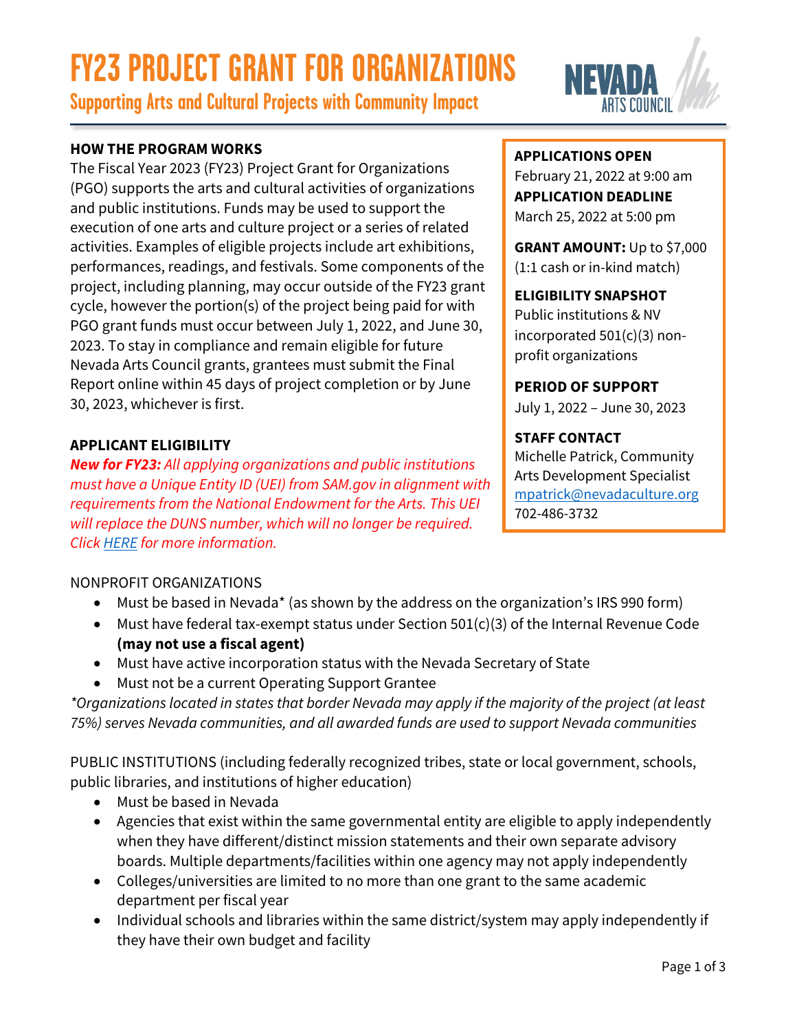# FY23 PROJECT GRANT FOR ORGANIZATIONS

## Supporting Arts and Cultural Projects with Community Impact

NEVADA ARTS COUNCIL

**APPLICATIONS OPEN**
February 21, 2022 at 9:00 am
**APPLICATION DEADLINE**
March 25, 2022 at 5:00 pm

**GRANT AMOUNT:** Up to $7,000 (1:1 cash or in-kind match)

**ELIGIBILITY SNAPSHOT**
Public institutions & NV incorporated 501(c)(3) non-profit organizations

**PERIOD OF SUPPORT**
July 1, 2022 – June 30, 2023

**STAFF CONTACT**
Michelle Patrick, Community Arts Development Specialist
mpatrick@nevadaculture.org
702-486-3732

### HOW THE PROGRAM WORKS

The Fiscal Year 2023 (FY23) Project Grant for Organizations (PGO) supports the arts and cultural activities of organizations and public institutions. Funds may be used to support the execution of one arts and culture project or a series of related activities. Examples of eligible projects include art exhibitions, performances, readings, and festivals. Some components of the project, including planning, may occur outside of the FY23 grant cycle, however the portion(s) of the project being paid for with PGO grant funds must occur between July 1, 2022, and June 30, 2023. To stay in compliance and remain eligible for future Nevada Arts Council grants, grantees must submit the Final Report online within 45 days of project completion or by June 30, 2023, whichever is first.

### APPLICANT ELIGIBILITY

***New for FY23:*** *All applying organizations and public institutions must have a Unique Entity ID (UEI) from SAM.gov in alignment with requirements from the National Endowment for the Arts. This UEI will replace the DUNS number, which will no longer be required. Click HERE for more information.*

NONPROFIT ORGANIZATIONS

- Must be based in Nevada* (as shown by the address on the organization's IRS 990 form)
- Must have federal tax-exempt status under Section 501(c)(3) of the Internal Revenue Code **(may not use a fiscal agent)**
- Must have active incorporation status with the Nevada Secretary of State
- Must not be a current Operating Support Grantee

*\*Organizations located in states that border Nevada may apply if the majority of the project (at least 75%) serves Nevada communities, and all awarded funds are used to support Nevada communities*

PUBLIC INSTITUTIONS (including federally recognized tribes, state or local government, schools, public libraries, and institutions of higher education)

- Must be based in Nevada
- Agencies that exist within the same governmental entity are eligible to apply independently when they have different/distinct mission statements and their own separate advisory boards. Multiple departments/facilities within one agency may not apply independently
- Colleges/universities are limited to no more than one grant to the same academic department per fiscal year
- Individual schools and libraries within the same district/system may apply independently if they have their own budget and facility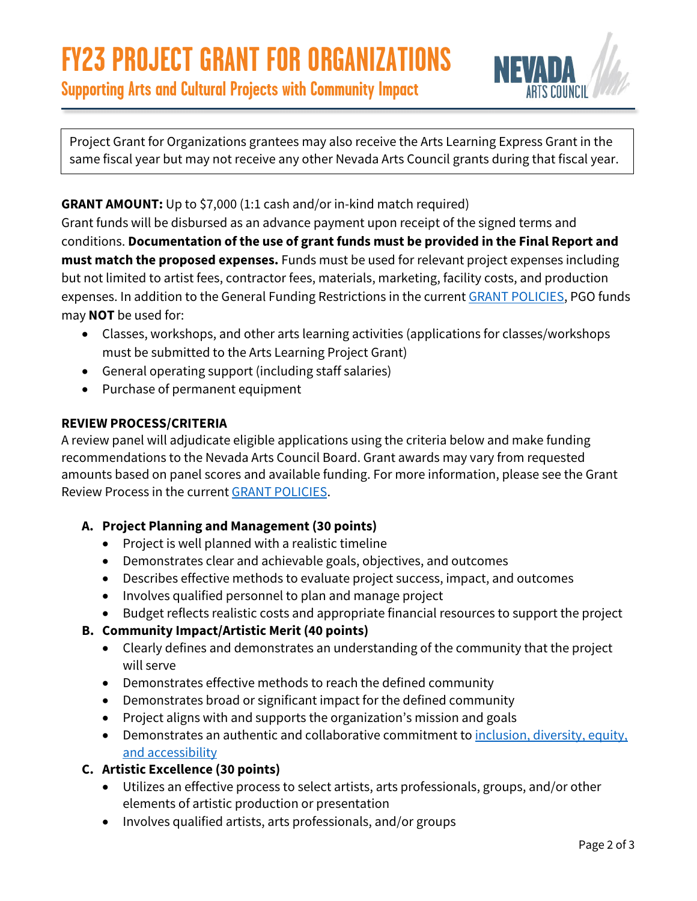# FY23 PROJECT GRANT FOR ORGANIZATIONS

## Supporting Arts and Cultural Projects with Community Impact

NEVADA ARTS COUNCIL

> Project Grant for Organizations grantees may also receive the Arts Learning Express Grant in the same fiscal year but may not receive any other Nevada Arts Council grants during that fiscal year.

**GRANT AMOUNT:** Up to $7,000 (1:1 cash and/or in-kind match required)
Grant funds will be disbursed as an advance payment upon receipt of the signed terms and conditions. **Documentation of the use of grant funds must be provided in the Final Report and must match the proposed expenses.** Funds must be used for relevant project expenses including but not limited to artist fees, contractor fees, materials, marketing, facility costs, and production expenses. In addition to the General Funding Restrictions in the current GRANT POLICIES, PGO funds may **NOT** be used for:

- Classes, workshops, and other arts learning activities (applications for classes/workshops must be submitted to the Arts Learning Project Grant)
- General operating support (including staff salaries)
- Purchase of permanent equipment

**REVIEW PROCESS/CRITERIA**
A review panel will adjudicate eligible applications using the criteria below and make funding recommendations to the Nevada Arts Council Board. Grant awards may vary from requested amounts based on panel scores and available funding. For more information, please see the Grant Review Process in the current GRANT POLICIES.

A. **Project Planning and Management (30 points)**
   - Project is well planned with a realistic timeline
   - Demonstrates clear and achievable goals, objectives, and outcomes
   - Describes effective methods to evaluate project success, impact, and outcomes
   - Involves qualified personnel to plan and manage project
   - Budget reflects realistic costs and appropriate financial resources to support the project
B. **Community Impact/Artistic Merit (40 points)**
   - Clearly defines and demonstrates an understanding of the community that the project will serve
   - Demonstrates effective methods to reach the defined community
   - Demonstrates broad or significant impact for the defined community
   - Project aligns with and supports the organization's mission and goals
   - Demonstrates an authentic and collaborative commitment to inclusion, diversity, equity, and accessibility
C. **Artistic Excellence (30 points)**
   - Utilizes an effective process to select artists, arts professionals, groups, and/or other elements of artistic production or presentation
   - Involves qualified artists, arts professionals, and/or groups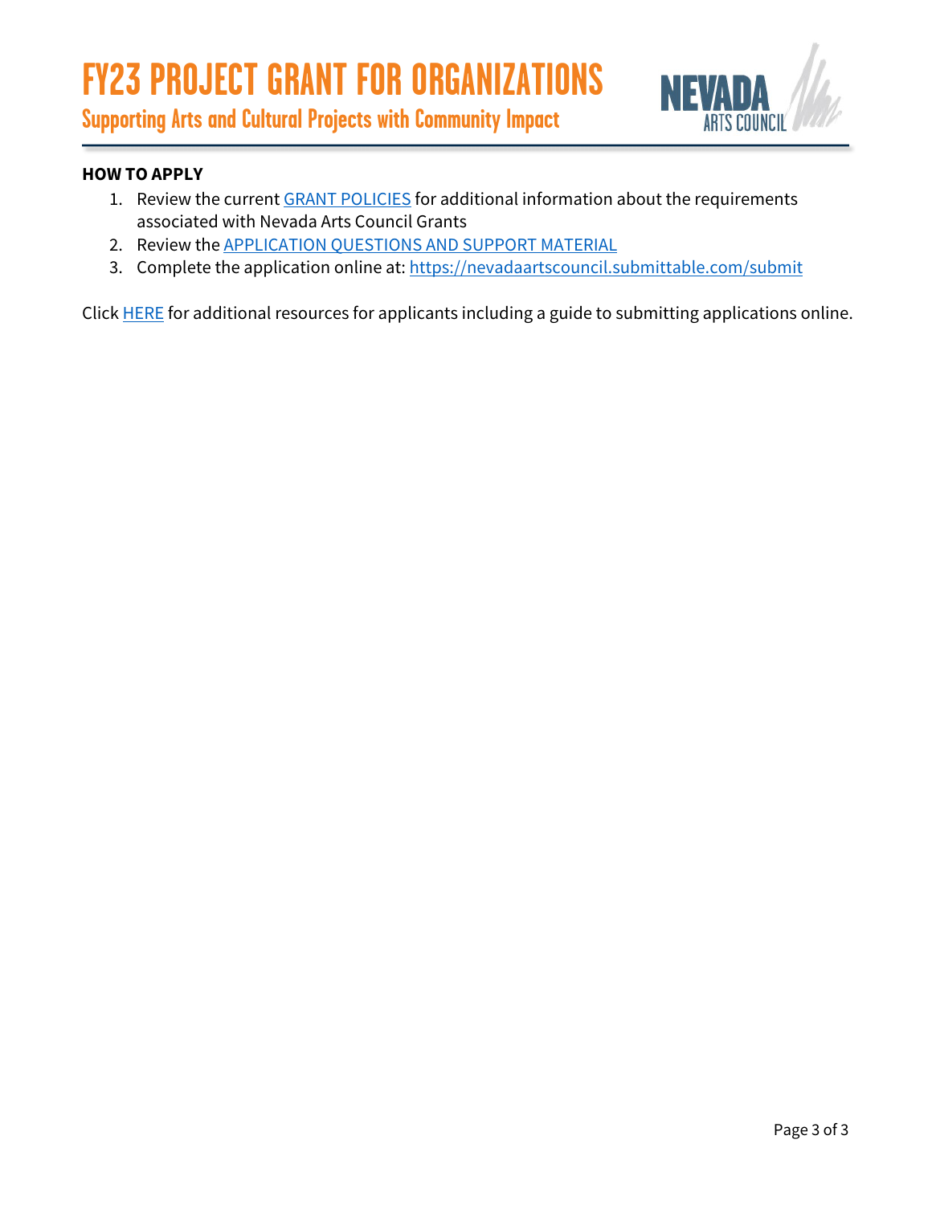# FY23 PROJECT GRANT FOR ORGANIZATIONS

## Supporting Arts and Cultural Projects with Community Impact

**HOW TO APPLY**

1. Review the current GRANT POLICIES for additional information about the requirements associated with Nevada Arts Council Grants
2. Review the APPLICATION QUESTIONS AND SUPPORT MATERIAL
3. Complete the application online at: https://nevadaartscouncil.submittable.com/submit

Click HERE for additional resources for applicants including a guide to submitting applications online.